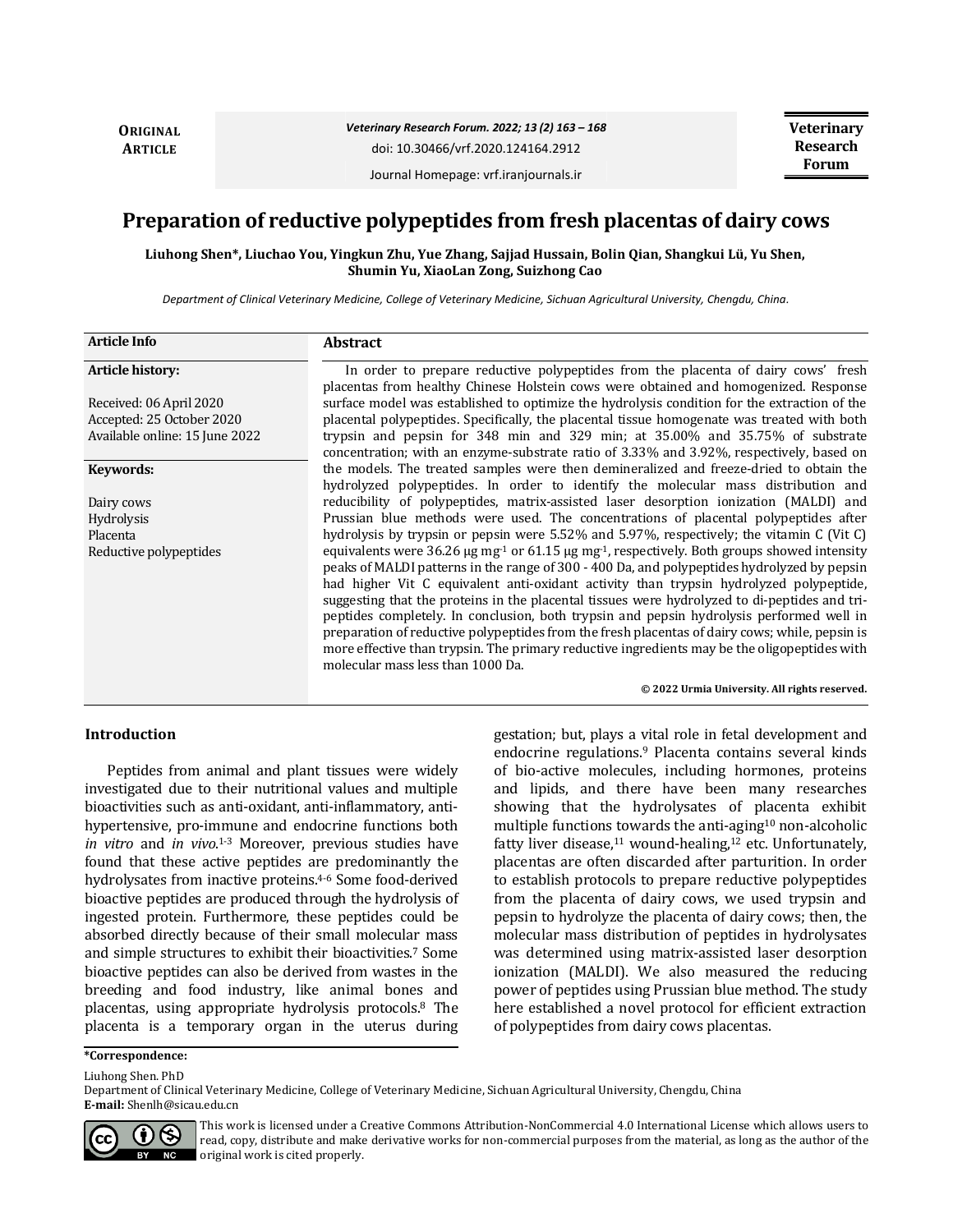**ORIGINAL ARTICLE**

# Preparation of reductive polypeptides from fresh placentas of dairy cows

**Liuhong Shen\*, Liuchao You, Yingkun Zhu, Yue Zhang, Sajjad Hussain, Bolin Qian, Shangkui Lü, Yu Shen, Shumin Yu, XiaoLan Zong, Suizhong Cao**

*Department of Clinical Veterinary Medicine, College of Veterinary Medicine, Sichuan Agricultural University, Chengdu, China.*

**Article Info**

**Article history:**

Received: 06 April 2020
Accepted: 25 October 2020
Available online: 15 June 2022

**Keywords:**

Dairy cows
Hydrolysis
Placenta
Reductive polypeptides

## Abstract

In order to prepare reductive polypeptides from the placenta of dairy cows' fresh placentas from healthy Chinese Holstein cows were obtained and homogenized. Response surface model was established to optimize the hydrolysis condition for the extraction of the placental polypeptides. Specifically, the placental tissue homogenate was treated with both trypsin and pepsin for 348 min and 329 min; at 35.00% and 35.75% of substrate concentration; with an enzyme-substrate ratio of 3.33% and 3.92%, respectively, based on the models. The treated samples were then demineralized and freeze-dried to obtain the hydrolyzed polypeptides. In order to identify the molecular mass distribution and reducibility of polypeptides, matrix-assisted laser desorption ionization (MALDI) and Prussian blue methods were used. The concentrations of placental polypeptides after hydrolysis by trypsin or pepsin were 5.52% and 5.97%, respectively; the vitamin C (Vit C) equivalents were 36.26 μg $mg^{-1}$ or 61.15 μg $mg^{-1}$, respectively. Both groups showed intensity peaks of MALDI patterns in the range of 300 - 400 Da, and polypeptides hydrolyzed by pepsin had higher Vit C equivalent anti-oxidant activity than trypsin hydrolyzed polypeptide, suggesting that the proteins in the placental tissues were hydrolyzed to di-peptides and tri-peptides completely. In conclusion, both trypsin and pepsin hydrolysis performed well in preparation of reductive polypeptides from the fresh placentas of dairy cows; while, pepsin is more effective than trypsin. The primary reductive ingredients may be the oligopeptides with molecular mass less than 1000 Da.

**© 2022 Urmia University. All rights reserved.**

## Introduction

Peptides from animal and plant tissues were widely investigated due to their nutritional values and multiple bioactivities such as anti-oxidant, anti-inflammatory, anti-hypertensive, pro-immune and endocrine functions both *in vitro* and *in vivo*.[1-3] Moreover, previous studies have found that these active peptides are predominantly the hydrolysates from inactive proteins.[4-6] Some food-derived bioactive peptides are produced through the hydrolysis of ingested protein. Furthermore, these peptides could be absorbed directly because of their small molecular mass and simple structures to exhibit their bioactivities.[7] Some bioactive peptides can also be derived from wastes in the breeding and food industry, like animal bones and placentas, using appropriate hydrolysis protocols.[8] The placenta is a temporary organ in the uterus during gestation; but, plays a vital role in fetal development and endocrine regulations.[9] Placenta contains several kinds of bio-active molecules, including hormones, proteins and lipids, and there have been many researches showing that the hydrolysates of placenta exhibit multiple functions towards the anti-aging[10] non-alcoholic fatty liver disease,[11] wound-healing,[12] etc. Unfortunately, placentas are often discarded after parturition. In order to establish protocols to prepare reductive polypeptides from the placenta of dairy cows, we used trypsin and pepsin to hydrolyze the placenta of dairy cows; then, the molecular mass distribution of peptides in hydrolysates was determined using matrix-assisted laser desorption ionization (MALDI). We also measured the reducing power of peptides using Prussian blue method. The study here established a novel protocol for efficient extraction of polypeptides from dairy cows placentas.

**\*Correspondence:**

Liuhong Shen. PhD
Department of Clinical Veterinary Medicine, College of Veterinary Medicine, Sichuan Agricultural University, Chengdu, China
**E-mail:** Shenlh@sicau.edu.cn

This work is licensed under a Creative Commons Attribution-NonCommercial 4.0 International License which allows users to read, copy, distribute and make derivative works for non-commercial purposes from the material, as long as the author of the original work is cited properly.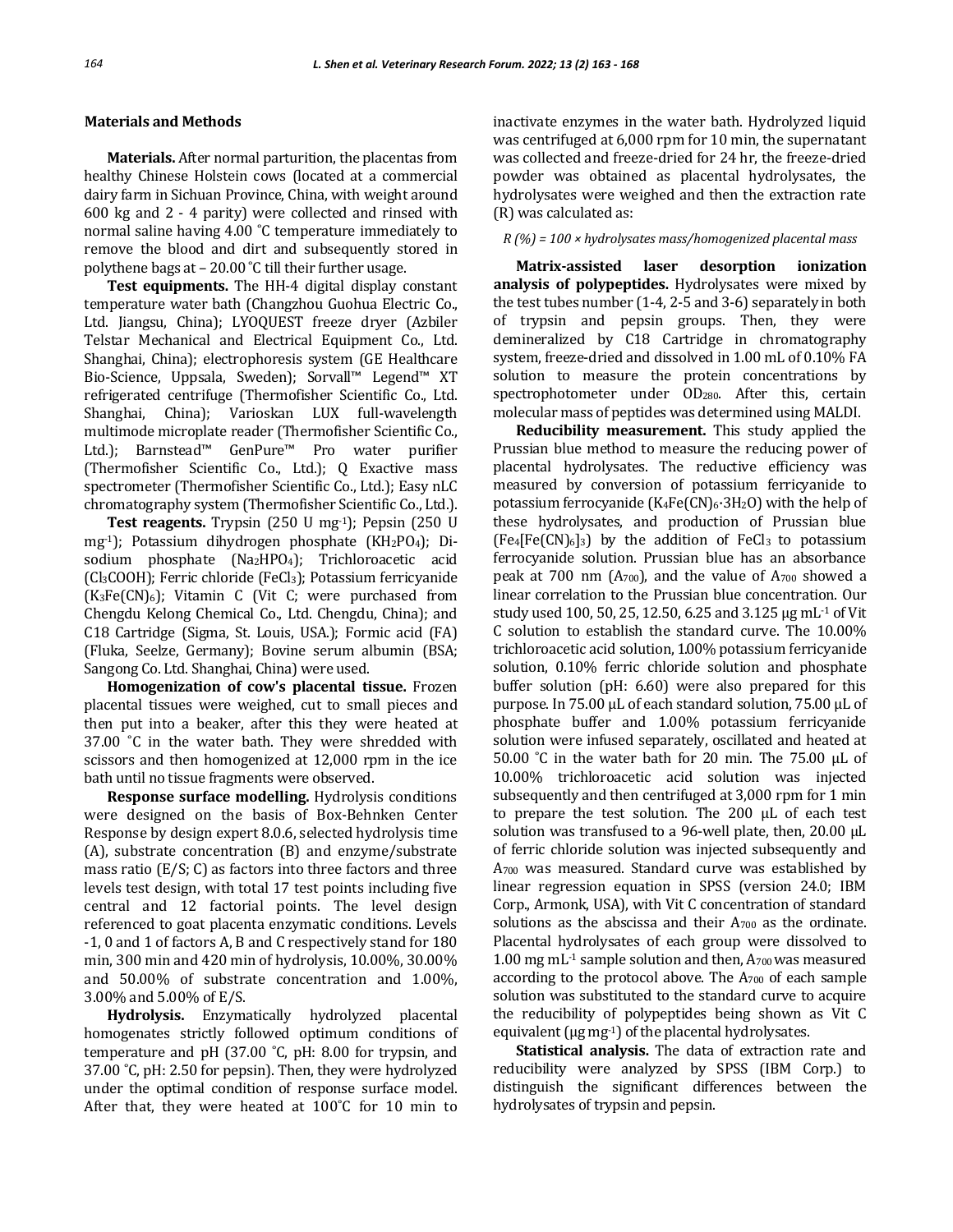## Materials and Methods

**Materials.** After normal parturition, the placentas from healthy Chinese Holstein cows (located at a commercial dairy farm in Sichuan Province, China, with weight around 600 kg and 2 - 4 parity) were collected and rinsed with normal saline having 4.00 ˚C temperature immediately to remove the blood and dirt and subsequently stored in polythene bags at – 20.00 ˚C till their further usage.

**Test equipments.** The HH-4 digital display constant temperature water bath (Changzhou Guohua Electric Co., Ltd. Jiangsu, China); LYOQUEST freeze dryer (Azbiler Telstar Mechanical and Electrical Equipment Co., Ltd. Shanghai, China); electrophoresis system (GE Healthcare Bio-Science, Uppsala, Sweden); Sorvall™ Legend™ XT refrigerated centrifuge (Thermofisher Scientific Co., Ltd. Shanghai, China); Varioskan LUX full-wavelength multimode microplate reader (Thermofisher Scientific Co., Ltd.); Barnstead™ GenPure™ Pro water purifier (Thermofisher Scientific Co., Ltd.); Q Exactive mass spectrometer (Thermofisher Scientific Co., Ltd.); Easy nLC chromatography system (Thermofisher Scientific Co., Ltd.).

**Test reagents.** Trypsin (250 U mg$^{-1}$); Pepsin (250 U mg$^{-1}$); Potassium dihydrogen phosphate ($KH_2PO_4$); Disodium phosphate ($Na_2HPO_4$); Trichloroacetic acid ($Cl_3COOH$); Ferric chloride ($FeCl_3$); Potassium ferricyanide ($K_3Fe(CN)_6$); Vitamin C (Vit C; were purchased from Chengdu Kelong Chemical Co., Ltd. Chengdu, China); and C18 Cartridge (Sigma, St. Louis, USA.); Formic acid (FA) (Fluka, Seelze, Germany); Bovine serum albumin (BSA; Sangong Co. Ltd. Shanghai, China) were used.

**Homogenization of cow's placental tissue.** Frozen placental tissues were weighed, cut to small pieces and then put into a beaker, after this they were heated at 37.00 ˚C in the water bath. They were shredded with scissors and then homogenized at 12,000 rpm in the ice bath until no tissue fragments were observed.

**Response surface modelling.** Hydrolysis conditions were designed on the basis of Box-Behnken Center Response by design expert 8.0.6, selected hydrolysis time (A), substrate concentration (B) and enzyme/substrate mass ratio (E/S; C) as factors into three factors and three levels test design, with total 17 test points including five central and 12 factorial points. The level design referenced to goat placenta enzymatic conditions. Levels -1, 0 and 1 of factors A, B and C respectively stand for 180 min, 300 min and 420 min of hydrolysis, 10.00%, 30.00% and 50.00% of substrate concentration and 1.00%, 3.00% and 5.00% of E/S.

**Hydrolysis.** Enzymatically hydrolyzed placental homogenates strictly followed optimum conditions of temperature and pH (37.00 ˚C, pH: 8.00 for trypsin, and 37.00 ˚C, pH: 2.50 for pepsin). Then, they were hydrolyzed under the optimal condition of response surface model. After that, they were heated at 100˚C for 10 min to inactivate enzymes in the water bath. Hydrolyzed liquid was centrifuged at 6,000 rpm for 10 min, the supernatant was collected and freeze-dried for 24 hr, the freeze-dried powder was obtained as placental hydrolysates, the hydrolysates were weighed and then the extraction rate (R) was calculated as:

*R (%) = 100 × hydrolysates mass/homogenized placental mass*

**Matrix-assisted laser desorption ionization analysis of polypeptides.** Hydrolysates were mixed by the test tubes number (1-4, 2-5 and 3-6) separately in both of trypsin and pepsin groups. Then, they were demineralized by C18 Cartridge in chromatography system, freeze-dried and dissolved in 1.00 mL of 0.10% FA solution to measure the protein concentrations by spectrophotometer under $OD_{280}$. After this, certain molecular mass of peptides was determined using MALDI.

**Reducibility measurement.** This study applied the Prussian blue method to measure the reducing power of placental hydrolysates. The reductive efficiency was measured by conversion of potassium ferricyanide to potassium ferrocyanide ($K_4Fe(CN)_6{\cdot}3H_2O$) with the help of these hydrolysates, and production of Prussian blue ($Fe_4[Fe(CN)_6]_3$) by the addition of $FeCl_3$ to potassium ferrocyanide solution. Prussian blue has an absorbance peak at 700 nm ($A_{700}$), and the value of $A_{700}$ showed a linear correlation to the Prussian blue concentration. Our study used 100, 50, 25, 12.50, 6.25 and 3.125 μg mL$^{-1}$ of Vit C solution to establish the standard curve. The 10.00% trichloroacetic acid solution, 1.00% potassium ferricyanide solution, 0.10% ferric chloride solution and phosphate buffer solution (pH: 6.60) were also prepared for this purpose. In 75.00 μL of each standard solution, 75.00 μL of phosphate buffer and 1.00% potassium ferricyanide solution were infused separately, oscillated and heated at 50.00 ˚C in the water bath for 20 min. The 75.00 μL of 10.00% trichloroacetic acid solution was injected subsequently and then centrifuged at 3,000 rpm for 1 min to prepare the test solution. The 200 μL of each test solution was transfused to a 96-well plate, then, 20.00 μL of ferric chloride solution was injected subsequently and $A_{700}$ was measured. Standard curve was established by linear regression equation in SPSS (version 24.0; IBM Corp., Armonk, USA), with Vit C concentration of standard solutions as the abscissa and their $A_{700}$ as the ordinate. Placental hydrolysates of each group were dissolved to 1.00 mg mL$^{-1}$ sample solution and then, $A_{700}$ was measured according to the protocol above. The $A_{700}$ of each sample solution was substituted to the standard curve to acquire the reducibility of polypeptides being shown as Vit C equivalent (μg mg$^{-1}$) of the placental hydrolysates.

**Statistical analysis.** The data of extraction rate and reducibility were analyzed by SPSS (IBM Corp.) to distinguish the significant differences between the hydrolysates of trypsin and pepsin.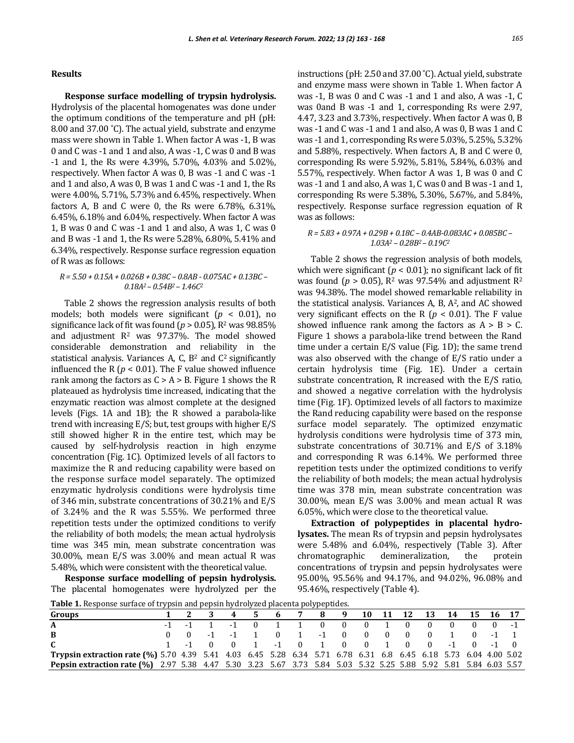## Results

**Response surface modelling of trypsin hydrolysis.** Hydrolysis of the placental homogenates was done under the optimum conditions of the temperature and pH (pH: 8.00 and 37.00 ˚C). The actual yield, substrate and enzyme mass were shown in Table 1. When factor A was -1, B was 0 and C was -1 and 1 and also, A was -1, C was 0 and B was -1 and 1, the Rs were 4.39%, 5.70%, 4.03% and 5.02%, respectively. When factor A was 0, B was -1 and C was -1 and 1 and also, A was 0, B was 1 and C was -1 and 1, the Rs were 4.00%, 5.71%, 5.73% and 6.45%, respectively. When factors A, B and C were 0, the Rs were 6.78%, 6.31%, 6.45%, 6.18% and 6.04%, respectively. When factor A was 1, B was 0 and C was -1 and 1 and also, A was 1, C was 0 and B was -1 and 1, the Rs were 5.28%, 6.80%, 5.41% and 6.34%, respectively. Response surface regression equation of R was as follows:

$$R = 5.50 + 0.15A + 0.026B + 0.38C - 0.8AB - 0.075AC + 0.13BC - 0.18A^2 - 0.54B^2 - 1.46C^2$$

Table 2 shows the regression analysis results of both models; both models were significant ($p < 0.01$), no significance lack of fit was found ($p > 0.05$), $R^2$ was 98.85% and adjustment $R^2$ was 97.37%. The model showed considerable demonstration and reliability in the statistical analysis. Variances A, C, $B^2$ and $C^2$ significantly influenced the R ($p < 0.01$). The F value showed influence rank among the factors as C > A > B. Figure 1 shows the R plateaued as hydrolysis time increased, indicating that the enzymatic reaction was almost complete at the designed levels (Figs. 1A and 1B); the R showed a parabola-like trend with increasing E/S; but, test groups with higher E/S still showed higher R in the entire test, which may be caused by self-hydrolysis reaction in high enzyme concentration (Fig. 1C). Optimized levels of all factors to maximize the R and reducing capability were based on the response surface model separately. The optimized enzymatic hydrolysis conditions were hydrolysis time of 346 min, substrate concentrations of 30.21% and E/S of 3.24% and the R was 5.55%. We performed three repetition tests under the optimized conditions to verify the reliability of both models; the mean actual hydrolysis time was 345 min, mean substrate concentration was 30.00%, mean E/S was 3.00% and mean actual R was 5.48%, which were consistent with the theoretical value.

**Response surface modelling of pepsin hydrolysis.** The placental homogenates were hydrolyzed per the instructions (pH: 2.50 and 37.00 ˚C). Actual yield, substrate and enzyme mass were shown in Table 1. When factor A was -1, B was 0 and C was -1 and 1 and also, A was -1, C was 0and B was -1 and 1, corresponding Rs were 2.97, 4.47, 3.23 and 3.73%, respectively. When factor A was 0, B was -1 and C was -1 and 1 and also, A was 0, B was 1 and C was -1 and 1, corresponding Rs were 5.03%, 5.25%, 5.32% and 5.88%, respectively. When factors A, B and C were 0, corresponding Rs were 5.92%, 5.81%, 5.84%, 6.03% and 5.57%, respectively. When factor A was 1, B was 0 and C was -1 and 1 and also, A was 1, C was 0 and B was -1 and 1, corresponding Rs were 5.38%, 5.30%, 5.67%, and 5.84%, respectively. Response surface regression equation of R was as follows:

$$R = 5.83 + 0.97A + 0.29B + 0.18C - 0.4AB - 0.083AC + 0.085BC - 1.03A^2 - 0.28B^2 - 0.19C^2$$

Table 2 shows the regression analysis of both models, which were significant ($p < 0.01$); no significant lack of fit was found ($p > 0.05$), $R^2$ was 97.54% and adjustment $R^2$ was 94.38%. The model showed remarkable reliability in the statistical analysis. Variances A, B, $A^2$, and AC showed very significant effects on the R ($p < 0.01$). The F value showed influence rank among the factors as A > B > C. Figure 1 shows a parabola-like trend between the Rand time under a certain E/S value (Fig. 1D); the same trend was also observed with the change of E/S ratio under a certain hydrolysis time (Fig. 1E). Under a certain substrate concentration, R increased with the E/S ratio, and showed a negative correlation with the hydrolysis time (Fig. 1F). Optimized levels of all factors to maximize the Rand reducing capability were based on the response surface model separately. The optimized enzymatic hydrolysis conditions were hydrolysis time of 373 min, substrate concentrations of 30.71% and E/S of 3.18% and corresponding R was 6.14%. We performed three repetition tests under the optimized conditions to verify the reliability of both models; the mean actual hydrolysis time was 378 min, mean substrate concentration was 30.00%, mean E/S was 3.00% and mean actual R was 6.05%, which were close to the theoretical value.

**Extraction of polypeptides in placental hydrolysates.** The mean Rs of trypsin and pepsin hydrolysates were 5.48% and 6.04%, respectively (Table 3). After chromatographic demineralization, the protein concentrations of trypsin and pepsin hydrolysates were 95.00%, 95.56% and 94.17%, and 94.02%, 96.08% and 95.46%, respectively (Table 4).

**Table 1.** Response surface of trypsin and pepsin hydrolyzed placenta polypeptides.

| Groups | 1 | 2 | 3 | 4 | 5 | 6 | 7 | 8 | 9 | 10 | 11 | 12 | 13 | 14 | 15 | 16 | 17 |
|---|---|---|---|---|---|---|---|---|---|---|---|---|---|---|---|---|---|
| **A** | -1 | -1 | 1 | -1 | 0 | 1 | 1 | 0 | 0 | 0 | 1 | 0 | 0 | 0 | 0 | 0 | -1 |
| **B** | 0 | 0 | -1 | -1 | 1 | 0 | 1 | -1 | 0 | 0 | 0 | 0 | 0 | 1 | 0 | -1 | 1 |
| **C** | 1 | -1 | 0 | 0 | 1 | -1 | 0 | 1 | 0 | 0 | 1 | 0 | 0 | -1 | 0 | -1 | 0 |
| **Trypsin extraction rate (%)** | 5.70 | 4.39 | 5.41 | 4.03 | 6.45 | 5.28 | 6.34 | 5.71 | 6.78 | 6.31 | 6.8 | 6.45 | 6.18 | 5.73 | 6.04 | 4.00 | 5.02 |
| **Pepsin extraction rate (%)** | 2.97 | 5.38 | 4.47 | 5.30 | 3.23 | 5.67 | 3.73 | 5.84 | 5.03 | 5.32 | 5.25 | 5.88 | 5.92 | 5.81 | 5.84 | 6.03 | 5.57 |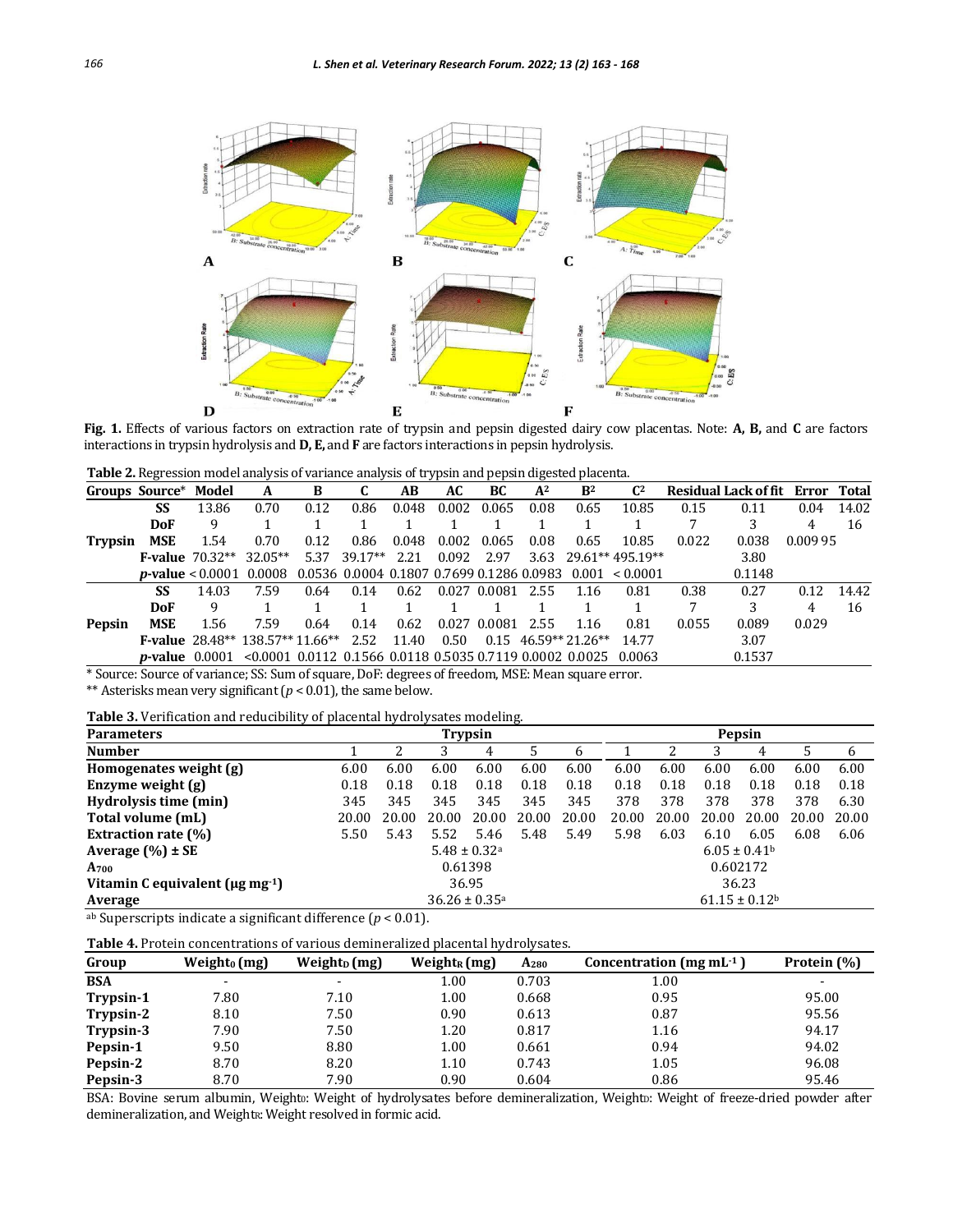**Fig. 1.** Effects of various factors on extraction rate of trypsin and pepsin digested dairy cow placentas. Note: **A, B,** and **C** are factors interactions in trypsin hydrolysis and **D, E,** and **F** are factors interactions in pepsin hydrolysis.

**Table 2.** Regression model analysis of variance analysis of trypsin and pepsin digested placenta.

| Groups | Source* | Model | A | B | C | AB | AC | BC | $A^2$ | $B^2$ | $C^2$ | Residual | Lack of fit | Error | Total |
|---|---|---|---|---|---|---|---|---|---|---|---|---|---|---|---|
| Trypsin | SS | 13.86 | 0.70 | 0.12 | 0.86 | 0.048 | 0.002 | 0.065 | 0.08 | 0.65 | 10.85 | 0.15 | 0.11 | 0.04 | 14.02 |
| | DoF | 9 | 1 | 1 | 1 | 1 | 1 | 1 | 1 | 1 | 1 | 7 | 3 | 4 | 16 |
| | MSE | 1.54 | 0.70 | 0.12 | 0.86 | 0.048 | 0.002 | 0.065 | 0.08 | 0.65 | 10.85 | 0.022 | 0.038 | 0.00995 | |
| | F-value | 70.32** | 32.05** | 5.37 | 39.17** | 2.21 | 0.092 | 2.97 | 3.63 | 29.61** | 495.19** | | 3.80 | | |
| | *p*-value | < 0.0001 | 0.0008 | 0.0536 | 0.0004 | 0.1807 | 0.7699 | 0.1286 | 0.0983 | 0.001 | < 0.0001 | | 0.1148 | | |
| Pepsin | SS | 14.03 | 7.59 | 0.64 | 0.14 | 0.62 | 0.027 | 0.0081 | 2.55 | 1.16 | 0.81 | 0.38 | 0.27 | 0.12 | 14.42 |
| | DoF | 9 | 1 | 1 | 1 | 1 | 1 | 1 | 1 | 1 | 1 | 7 | 3 | 4 | 16 |
| | MSE | 1.56 | 7.59 | 0.64 | 0.14 | 0.62 | 0.027 | 0.0081 | 2.55 | 1.16 | 0.81 | 0.055 | 0.089 | 0.029 | |
| | F-value | 28.48** | 138.57** | 11.66** | 2.52 | 11.40 | 0.50 | 0.15 | 46.59** | 21.26** | 14.77 | | 3.07 | | |
| | *p*-value | 0.0001 | <0.0001 | 0.0112 | 0.1566 | 0.0118 | 0.5035 | 0.7119 | 0.0002 | 0.0025 | 0.0063 | | 0.1537 | | |

\* Source: Source of variance; SS: Sum of square, DoF: degrees of freedom, MSE: Mean square error.
** Asterisks mean very significant ($p < 0.01$), the same below.

**Table 3.** Verification and reducibility of placental hydrolysates modeling.

| Parameters | Trypsin | | | | | | Pepsin | | | | | |
|---|---|---|---|---|---|---|---|---|---|---|---|---|
| Number | 1 | 2 | 3 | 4 | 5 | 6 | 1 | 2 | 3 | 4 | 5 | 6 |
| Homogenates weight (g) | 6.00 | 6.00 | 6.00 | 6.00 | 6.00 | 6.00 | 6.00 | 6.00 | 6.00 | 6.00 | 6.00 | 6.00 |
| Enzyme weight (g) | 0.18 | 0.18 | 0.18 | 0.18 | 0.18 | 0.18 | 0.18 | 0.18 | 0.18 | 0.18 | 0.18 | 0.18 |
| Hydrolysis time (min) | 345 | 345 | 345 | 345 | 345 | 345 | 378 | 378 | 378 | 378 | 378 | 6.30 |
| Total volume (mL) | 20.00 | 20.00 | 20.00 | 20.00 | 20.00 | 20.00 | 20.00 | 20.00 | 20.00 | 20.00 | 20.00 | 20.00 |
| Extraction rate (%) | 5.50 | 5.43 | 5.52 | 5.46 | 5.48 | 5.49 | 5.98 | 6.03 | 6.10 | 6.05 | 6.08 | 6.06 |
| Average (%) ± SE | 5.48 ± 0.32[a] | | | | | | 6.05 ± 0.41[b] | | | | | |
| $A_{700}$ | 0.61398 | | | | | | 0.602172 | | | | | |
| Vitamin C equivalent (μg $mg^{-1}$) | 36.95 | | | | | | 36.23 | | | | | |
| Average | 36.26 ± 0.35[a] | | | | | | 61.15 ± 0.12[b] | | | | | |

[ab] Superscripts indicate a significant difference ($p < 0.01$).

**Table 4.** Protein concentrations of various demineralized placental hydrolysates.

| Group | $Weight_0$ (mg) | $Weight_D$ (mg) | $Weight_R$ (mg) | $A_{280}$ | Concentration (mg $mL^{-1}$) | Protein (%) |
|---|---|---|---|---|---|---|
| BSA | - | - | 1.00 | 0.703 | 1.00 | - |
| Trypsin-1 | 7.80 | 7.10 | 1.00 | 0.668 | 0.95 | 95.00 |
| Trypsin-2 | 8.10 | 7.50 | 0.90 | 0.613 | 0.87 | 95.56 |
| Trypsin-3 | 7.90 | 7.50 | 1.20 | 0.817 | 1.16 | 94.17 |
| Pepsin-1 | 9.50 | 8.80 | 1.00 | 0.661 | 0.94 | 94.02 |
| Pepsin-2 | 8.70 | 8.20 | 1.10 | 0.743 | 1.05 | 96.08 |
| Pepsin-3 | 8.70 | 7.90 | 0.90 | 0.604 | 0.86 | 95.46 |

BSA: Bovine serum albumin, $Weight_0$: Weight of hydrolysates before demineralization, $Weight_D$: Weight of freeze-dried powder after demineralization, and $Weight_R$: Weight resolved in formic acid.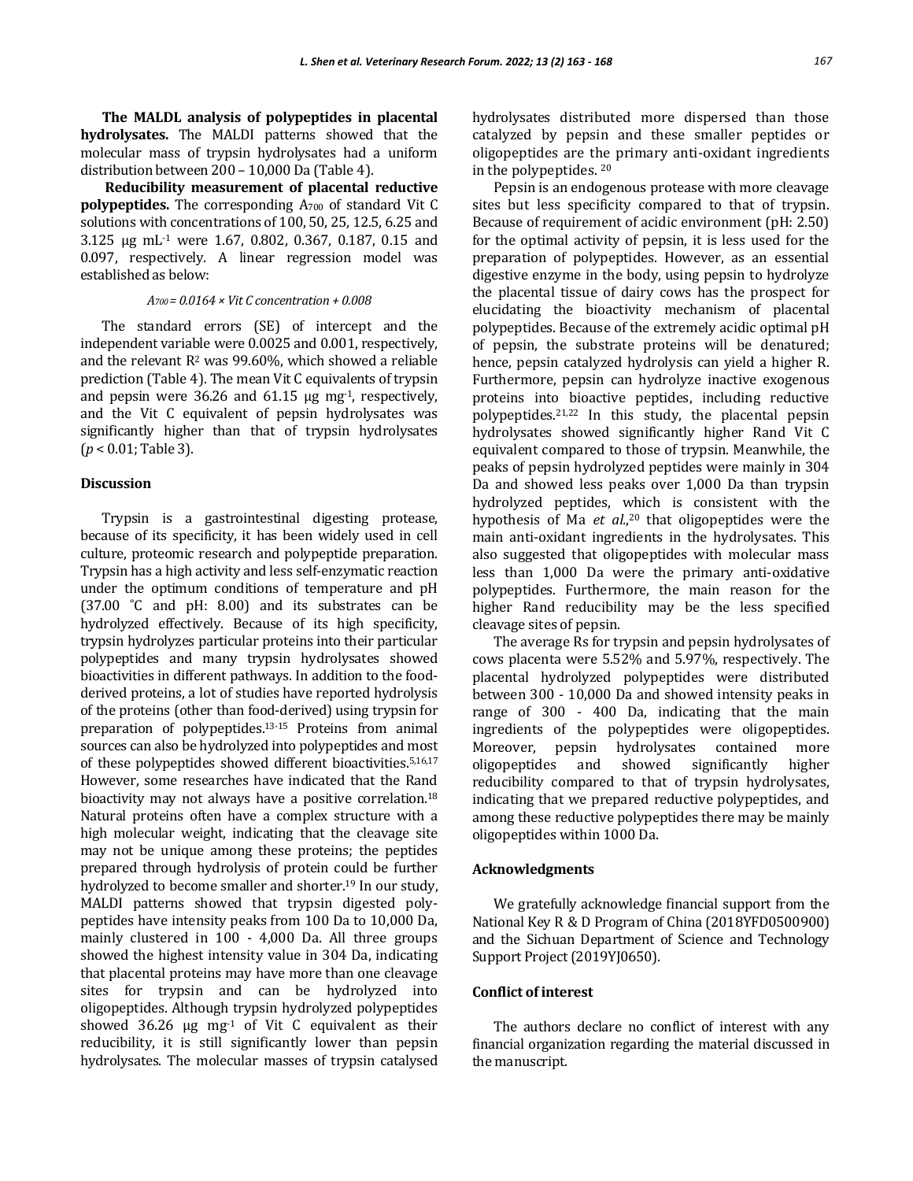**The MALDL analysis of polypeptides in placental hydrolysates.** The MALDI patterns showed that the molecular mass of trypsin hydrolysates had a uniform distribution between 200 – 10,000 Da (Table 4).

**Reducibility measurement of placental reductive polypeptides.** The corresponding $A_{700}$ of standard Vit C solutions with concentrations of 100, 50, 25, 12.5, 6.25 and 3.125 μg mL$^{-1}$ were 1.67, 0.802, 0.367, 0.187, 0.15 and 0.097, respectively. A linear regression model was established as below:

$$A_{700} = 0.0164 \times \text{Vit C concentration} + 0.008$$

The standard errors (SE) of intercept and the independent variable were 0.0025 and 0.001, respectively, and the relevant $R^2$ was 99.60%, which showed a reliable prediction (Table 4). The mean Vit C equivalents of trypsin and pepsin were 36.26 and 61.15 μg mg$^{-1}$, respectively, and the Vit C equivalent of pepsin hydrolysates was significantly higher than that of trypsin hydrolysates ($p < 0.01$; Table 3).

## Discussion

Trypsin is a gastrointestinal digesting protease, because of its specificity, it has been widely used in cell culture, proteomic research and polypeptide preparation. Trypsin has a high activity and less self-enzymatic reaction under the optimum conditions of temperature and pH (37.00 ˚C and pH: 8.00) and its substrates can be hydrolyzed effectively. Because of its high specificity, trypsin hydrolyzes particular proteins into their particular polypeptides and many trypsin hydrolysates showed bioactivities in different pathways. In addition to the food-derived proteins, a lot of studies have reported hydrolysis of the proteins (other than food-derived) using trypsin for preparation of polypeptides.[13-15] Proteins from animal sources can also be hydrolyzed into polypeptides and most of these polypeptides showed different bioactivities.[5,16,17] However, some researches have indicated that the Rand bioactivity may not always have a positive correlation.[18] Natural proteins often have a complex structure with a high molecular weight, indicating that the cleavage site may not be unique among these proteins; the peptides prepared through hydrolysis of protein could be further hydrolyzed to become smaller and shorter.[19] In our study, MALDI patterns showed that trypsin digested polypeptides have intensity peaks from 100 Da to 10,000 Da, mainly clustered in 100 - 4,000 Da. All three groups showed the highest intensity value in 304 Da, indicating that placental proteins may have more than one cleavage sites for trypsin and can be hydrolyzed into oligopeptides. Although trypsin hydrolyzed polypeptides showed 36.26 μg mg$^{-1}$ of Vit C equivalent as their reducibility, it is still significantly lower than pepsin hydrolysates. The molecular masses of trypsin catalysed hydrolysates distributed more dispersed than those catalyzed by pepsin and these smaller peptides or oligopeptides are the primary anti-oxidant ingredients in the polypeptides. [20]

Pepsin is an endogenous protease with more cleavage sites but less specificity compared to that of trypsin. Because of requirement of acidic environment (pH: 2.50) for the optimal activity of pepsin, it is less used for the preparation of polypeptides. However, as an essential digestive enzyme in the body, using pepsin to hydrolyze the placental tissue of dairy cows has the prospect for elucidating the bioactivity mechanism of placental polypeptides. Because of the extremely acidic optimal pH of pepsin, the substrate proteins will be denatured; hence, pepsin catalyzed hydrolysis can yield a higher R. Furthermore, pepsin can hydrolyze inactive exogenous proteins into bioactive peptides, including reductive polypeptides.[21,22] In this study, the placental pepsin hydrolysates showed significantly higher Rand Vit C equivalent compared to those of trypsin. Meanwhile, the peaks of pepsin hydrolyzed peptides were mainly in 304 Da and showed less peaks over 1,000 Da than trypsin hydrolyzed peptides, which is consistent with the hypothesis of Ma *et al*.,[20] that oligopeptides were the main anti-oxidant ingredients in the hydrolysates. This also suggested that oligopeptides with molecular mass less than 1,000 Da were the primary anti-oxidative polypeptides. Furthermore, the main reason for the higher Rand reducibility may be the less specified cleavage sites of pepsin.

The average Rs for trypsin and pepsin hydrolysates of cows placenta were 5.52% and 5.97%, respectively. The placental hydrolyzed polypeptides were distributed between 300 - 10,000 Da and showed intensity peaks in range of 300 - 400 Da, indicating that the main ingredients of the polypeptides were oligopeptides. Moreover, pepsin hydrolysates contained more oligopeptides and showed significantly higher reducibility compared to that of trypsin hydrolysates, indicating that we prepared reductive polypeptides, and among these reductive polypeptides there may be mainly oligopeptides within 1000 Da.

## Acknowledgments

We gratefully acknowledge financial support from the National Key R & D Program of China (2018YFD0500900) and the Sichuan Department of Science and Technology Support Project (2019YJ0650).

## Conflict of interest

The authors declare no conflict of interest with any financial organization regarding the material discussed in the manuscript.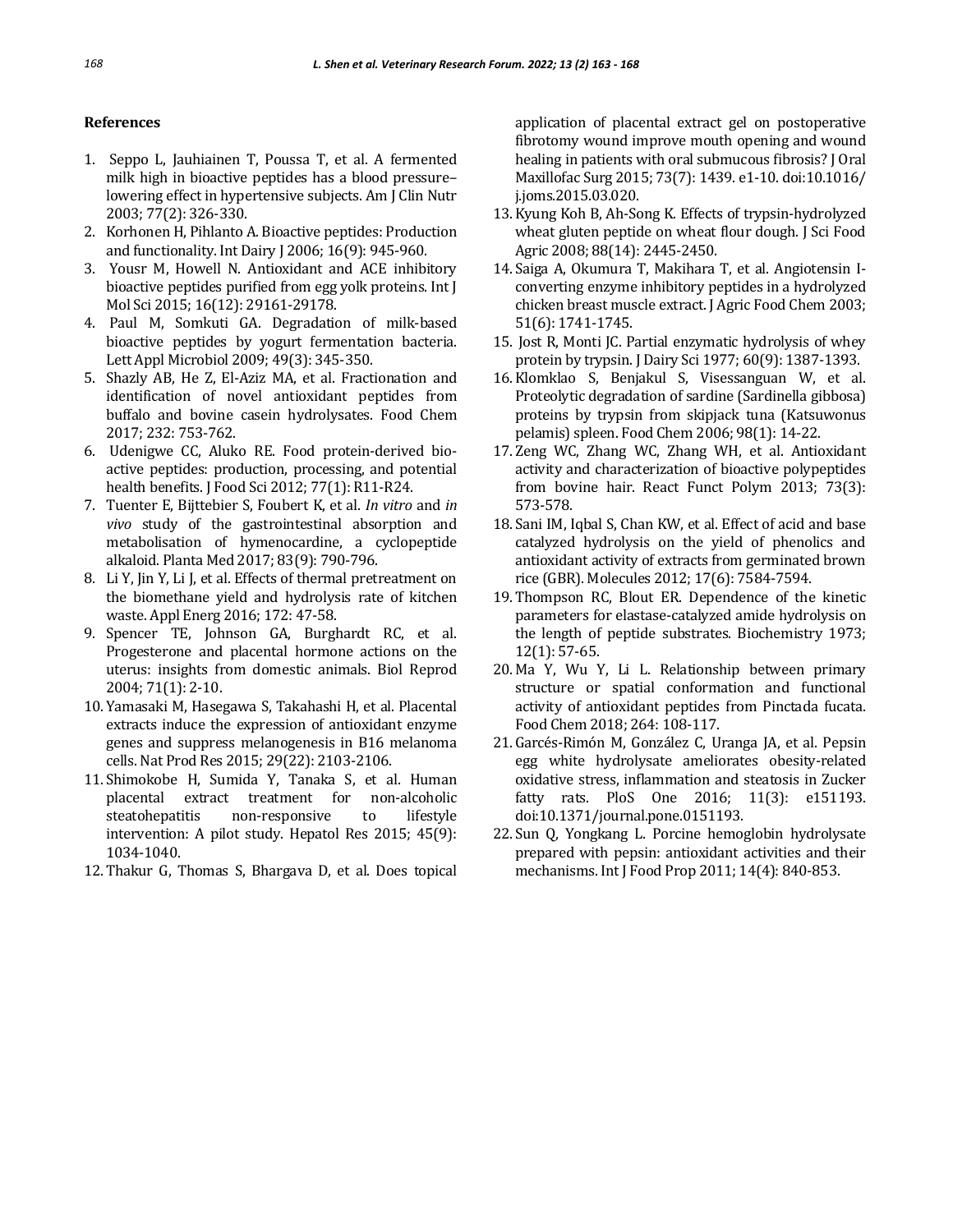## References

1. Seppo L, Jauhiainen T, Poussa T, et al. A fermented milk high in bioactive peptides has a blood pressure–lowering effect in hypertensive subjects. Am J Clin Nutr 2003; 77(2): 326-330.
2. Korhonen H, Pihlanto A. Bioactive peptides: Production and functionality. Int Dairy J 2006; 16(9): 945-960.
3. Yousr M, Howell N. Antioxidant and ACE inhibitory bioactive peptides purified from egg yolk proteins. Int J Mol Sci 2015; 16(12): 29161-29178.
4. Paul M, Somkuti GA. Degradation of milk-based bioactive peptides by yogurt fermentation bacteria. Lett Appl Microbiol 2009; 49(3): 345-350.
5. Shazly AB, He Z, El-Aziz MA, et al. Fractionation and identification of novel antioxidant peptides from buffalo and bovine casein hydrolysates. Food Chem 2017; 232: 753-762.
6. Udenigwe CC, Aluko RE. Food protein-derived bio-active peptides: production, processing, and potential health benefits. J Food Sci 2012; 77(1): R11-R24.
7. Tuenter E, Bijttebier S, Foubert K, et al. *In vitro* and *in vivo* study of the gastrointestinal absorption and metabolisation of hymenocardine, a cyclopeptide alkaloid. Planta Med 2017; 83(9): 790-796.
8. Li Y, Jin Y, Li J, et al. Effects of thermal pretreatment on the biomethane yield and hydrolysis rate of kitchen waste. Appl Energ 2016; 172: 47-58.
9. Spencer TE, Johnson GA, Burghardt RC, et al. Progesterone and placental hormone actions on the uterus: insights from domestic animals. Biol Reprod 2004; 71(1): 2-10.
10. Yamasaki M, Hasegawa S, Takahashi H, et al. Placental extracts induce the expression of antioxidant enzyme genes and suppress melanogenesis in B16 melanoma cells. Nat Prod Res 2015; 29(22): 2103-2106.
11. Shimokobe H, Sumida Y, Tanaka S, et al. Human placental extract treatment for non-alcoholic steatohepatitis non-responsive to lifestyle intervention: A pilot study. Hepatol Res 2015; 45(9): 1034-1040.
12. Thakur G, Thomas S, Bhargava D, et al. Does topical application of placental extract gel on postoperative fibrotomy wound improve mouth opening and wound healing in patients with oral submucous fibrosis? J Oral Maxillofac Surg 2015; 73(7): 1439. e1-10. doi:10.1016/j.joms.2015.03.020.
13. Kyung Koh B, Ah-Song K. Effects of trypsin-hydrolyzed wheat gluten peptide on wheat flour dough. J Sci Food Agric 2008; 88(14): 2445-2450.
14. Saiga A, Okumura T, Makihara T, et al. Angiotensin I-converting enzyme inhibitory peptides in a hydrolyzed chicken breast muscle extract. J Agric Food Chem 2003; 51(6): 1741-1745.
15. Jost R, Monti JC. Partial enzymatic hydrolysis of whey protein by trypsin. J Dairy Sci 1977; 60(9): 1387-1393.
16. Klomklao S, Benjakul S, Visessanguan W, et al. Proteolytic degradation of sardine (Sardinella gibbosa) proteins by trypsin from skipjack tuna (Katsuwonus pelamis) spleen. Food Chem 2006; 98(1): 14-22.
17. Zeng WC, Zhang WC, Zhang WH, et al. Antioxidant activity and characterization of bioactive polypeptides from bovine hair. React Funct Polym 2013; 73(3): 573-578.
18. Sani IM, Iqbal S, Chan KW, et al. Effect of acid and base catalyzed hydrolysis on the yield of phenolics and antioxidant activity of extracts from germinated brown rice (GBR). Molecules 2012; 17(6): 7584-7594.
19. Thompson RC, Blout ER. Dependence of the kinetic parameters for elastase-catalyzed amide hydrolysis on the length of peptide substrates. Biochemistry 1973; 12(1): 57-65.
20. Ma Y, Wu Y, Li L. Relationship between primary structure or spatial conformation and functional activity of antioxidant peptides from Pinctada fucata. Food Chem 2018; 264: 108-117.
21. Garcés-Rimón M, González C, Uranga JA, et al. Pepsin egg white hydrolysate ameliorates obesity-related oxidative stress, inflammation and steatosis in Zucker fatty rats. PloS One 2016; 11(3): e151193. doi:10.1371/journal.pone.0151193.
22. Sun Q, Yongkang L. Porcine hemoglobin hydrolysate prepared with pepsin: antioxidant activities and their mechanisms. Int J Food Prop 2011; 14(4): 840-853.